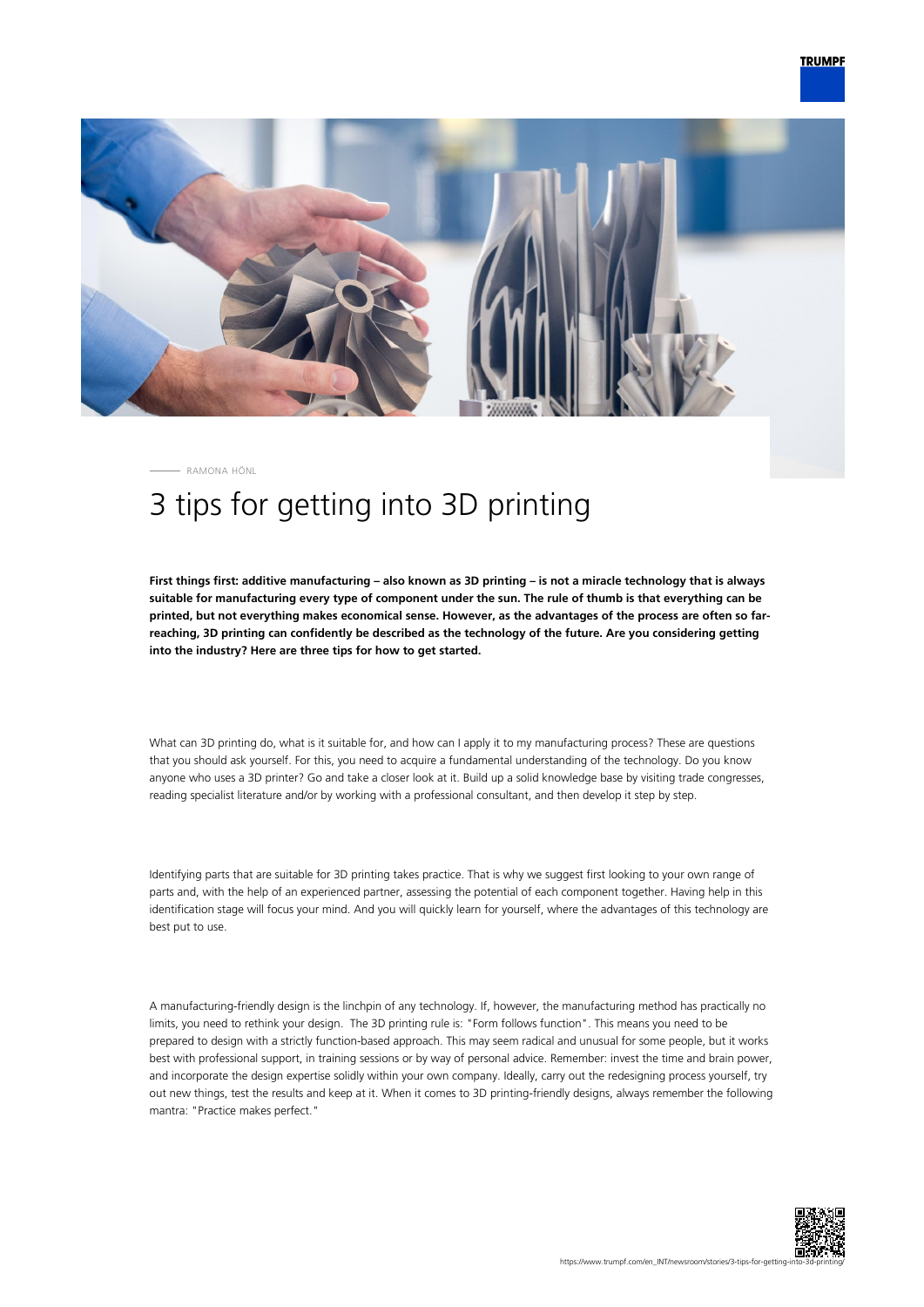RAMONA HÖNL

# 3 tips for getting into 3D printing

**First things first: additive manufacturing – also known as 3D printing – is not a miracle technology that is always suitable for manufacturing every type of component under the sun. The rule of thumb is that everything can be printed, but not everything makes economical sense. However, as the advantages of the process are often so far-reaching, 3D printing can confidently be described as the technology of the future. Are you considering getting into the industry? Here are three tips for how to get started.**

What can 3D printing do, what is it suitable for, and how can I apply it to my manufacturing process? These are questions that you should ask yourself. For this, you need to acquire a fundamental understanding of the technology. Do you know anyone who uses a 3D printer? Go and take a closer look at it. Build up a solid knowledge base by visiting trade congresses, reading specialist literature and/or by working with a professional consultant, and then develop it step by step.

Identifying parts that are suitable for 3D printing takes practice. That is why we suggest first looking to your own range of parts and, with the help of an experienced partner, assessing the potential of each component together. Having help in this identification stage will focus your mind. And you will quickly learn for yourself, where the advantages of this technology are best put to use.

A manufacturing-friendly design is the linchpin of any technology. If, however, the manufacturing method has practically no limits, you need to rethink your design. The 3D printing rule is: "Form follows function". This means you need to be prepared to design with a strictly function-based approach. This may seem radical and unusual for some people, but it works best with professional support, in training sessions or by way of personal advice. Remember: invest the time and brain power, and incorporate the design expertise solidly within your own company. Ideally, carry out the redesigning process yourself, try out new things, test the results and keep at it. When it comes to 3D printing-friendly designs, always remember the following mantra: "Practice makes perfect."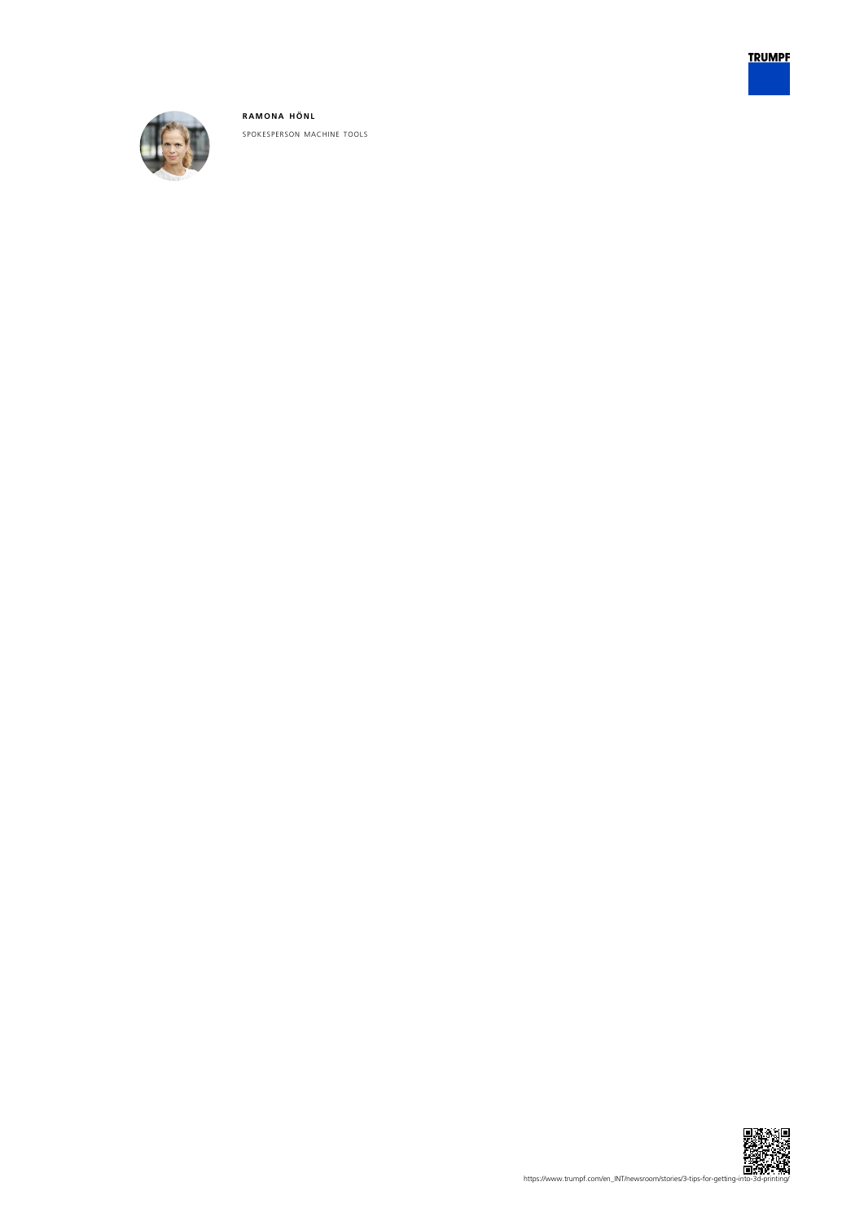**RAMONA HÖNL**

SPOKESPERSON MACHINE TOOLS

https://www.trumpf.com/en_INT/newsroom/stories/3-tips-for-getting-into-3d-printing/